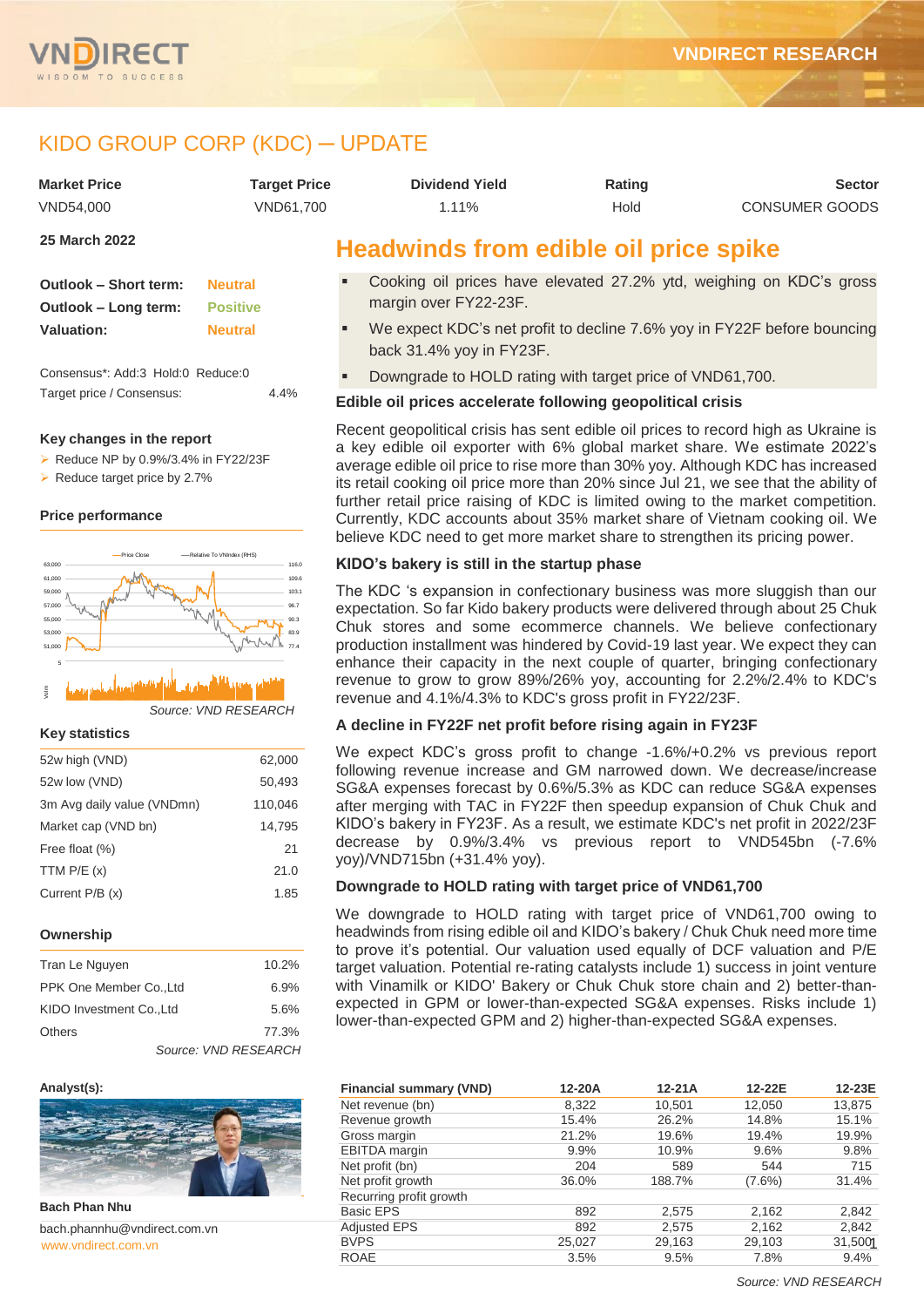# KIDO GROUP CORP (KDC) – UPDATE

| Market Price | Target Price | Dividend Yield | Rating | Sector |
|---|---|---|---|---|
| VND54,000 | VND61,700 | 1.11% | Hold | CONSUMER GOODS |

**25 March 2022**

| | |
|---|---|
| **Outlook – Short term:** | Neutral |
| **Outlook – Long term:** | Positive |
| **Valuation:** | Neutral |

Consensus*: Add:3 Hold:0 Reduce:0

Target price / Consensus: 4.4%

### Key changes in the report

- Reduce NP by 0.9%/3.4% in FY22/23F
- Reduce target price by 2.7%

### Price performance

Source: VND RESEARCH

### Key statistics

| | |
|---|---|
| 52w high (VND) | 62,000 |
| 52w low (VND) | 50,493 |
| 3m Avg daily value (VNDmn) | 110,046 |
| Market cap (VND bn) | 14,795 |
| Free float (%) | 21 |
| TTM P/E (x) | 21.0 |
| Current P/B (x) | 1.85 |

### Ownership

| | |
|---|---|
| Tran Le Nguyen | 10.2% |
| PPK One Member Co.,Ltd | 6.9% |
| KIDO Investment Co.,Ltd | 5.6% |
| Others | 77.3% |

Source: VND RESEARCH

**Analyst(s):**

**Bach Phan Nhu**

bach.phannhu@vndirect.com.vn

www.vndirect.com.vn

## Headwinds from edible oil price spike

- Cooking oil prices have elevated 27.2% ytd, weighing on KDC's gross margin over FY22-23F.
- We expect KDC's net profit to decline 7.6% yoy in FY22F before bouncing back 31.4% yoy in FY23F.
- Downgrade to HOLD rating with target price of VND61,700.

### Edible oil prices accelerate following geopolitical crisis

Recent geopolitical crisis has sent edible oil prices to record high as Ukraine is a key edible oil exporter with 6% global market share. We estimate 2022's average edible oil price to rise more than 30% yoy. Although KDC has increased its retail cooking oil price more than 20% since Jul 21, we see that the ability of further retail price raising of KDC is limited owing to the market competition. Currently, KDC accounts about 35% market share of Vietnam cooking oil. We believe KDC need to get more market share to strengthen its pricing power.

### KIDO's bakery is still in the startup phase

The KDC 's expansion in confectionary business was more sluggish than our expectation. So far Kido bakery products were delivered through about 25 Chuk Chuk stores and some ecommerce channels. We believe confectionary production installment was hindered by Covid-19 last year. We expect they can enhance their capacity in the next couple of quarter, bringing confectionary revenue to grow to grow 89%/26% yoy, accounting for 2.2%/2.4% to KDC's revenue and 4.1%/4.3% to KDC's gross profit in FY22/23F.

### A decline in FY22F net profit before rising again in FY23F

We expect KDC's gross profit to change -1.6%/+0.2% vs previous report following revenue increase and GM narrowed down. We decrease/increase SG&A expenses forecast by 0.6%/5.3% as KDC can reduce SG&A expenses after merging with TAC in FY22F then speedup expansion of Chuk Chuk and KIDO's bakery in FY23F. As a result, we estimate KDC's net profit in 2022/23F decrease by 0.9%/3.4% vs previous report to VND545bn (-7.6% yoy)/VND715bn (+31.4% yoy).

### Downgrade to HOLD rating with target price of VND61,700

We downgrade to HOLD rating with target price of VND61,700 owing to headwinds from rising edible oil and KIDO's bakery / Chuk Chuk need more time to prove it's potential. Our valuation used equally of DCF valuation and P/E target valuation. Potential re-rating catalysts include 1) success in joint venture with Vinamilk or KIDO' Bakery or Chuk Chuk store chain and 2) better-than-expected in GPM or lower-than-expected SG&A expenses. Risks include 1) lower-than-expected GPM and 2) higher-than-expected SG&A expenses.

| Financial summary (VND) | 12-20A | 12-21A | 12-22E | 12-23E |
|---|---|---|---|---|
| Net revenue (bn) | 8,322 | 10,501 | 12,050 | 13,875 |
| Revenue growth | 15.4% | 26.2% | 14.8% | 15.1% |
| Gross margin | 21.2% | 19.6% | 19.4% | 19.9% |
| EBITDA margin | 9.9% | 10.9% | 9.6% | 9.8% |
| Net profit (bn) | 204 | 589 | 544 | 715 |
| Net profit growth | 36.0% | 188.7% | (7.6%) | 31.4% |
| Recurring profit growth | | | | |
| Basic EPS | 892 | 2,575 | 2,162 | 2,842 |
| Adjusted EPS | 892 | 2,575 | 2,162 | 2,842 |
| BVPS | 25,027 | 29,163 | 29,103 | 31,500 |
| ROAE | 3.5% | 9.5% | 7.8% | 9.4% |

Source: VND RESEARCH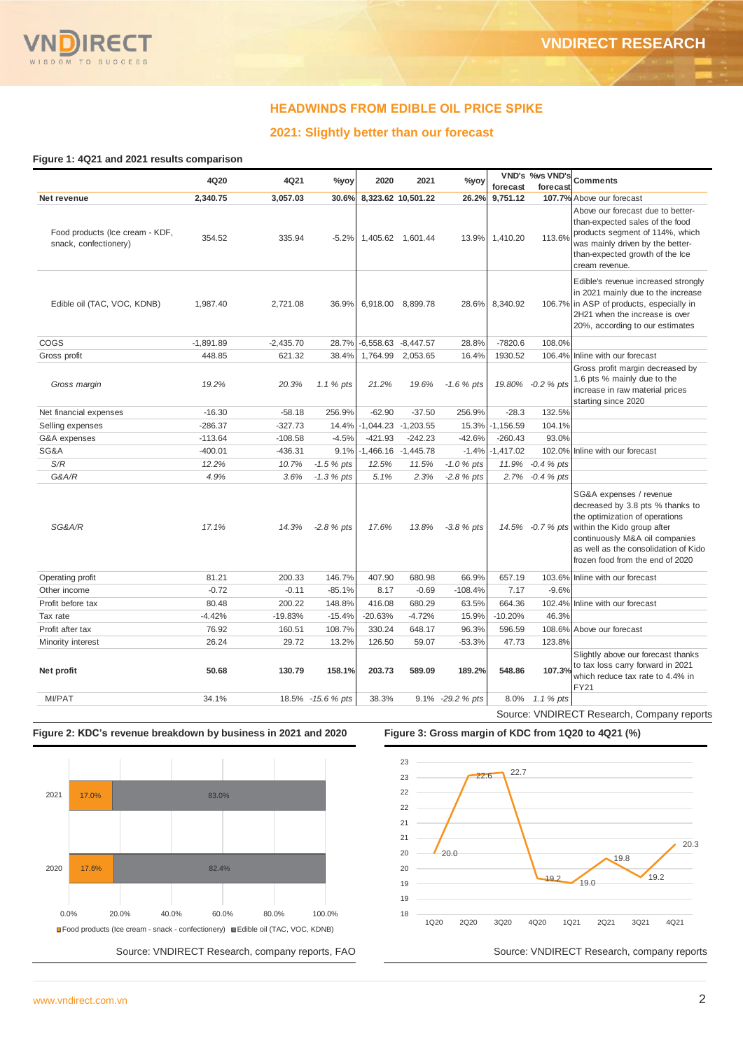## HEADWINDS FROM EDIBLE OIL PRICE SPIKE

### 2021: Slightly better than our forecast

**Figure 1: 4Q21 and 2021 results comparison**

| | 4Q20 | 4Q21 | %yoy | 2020 | 2021 | %yoy | VND's forecast | %vs VND's forecast | Comments |
|---|---|---|---|---|---|---|---|---|---|
| **Net revenue** | **2,340.75** | **3,057.03** | **30.6%** | **8,323.62** | **10,501.22** | **26.2%** | **9,751.12** | **107.7%** | Above our forecast |
| Food products (Ice cream - KDF, snack, confectionery) | 354.52 | 335.94 | -5.2% | 1,405.62 | 1,601.44 | 13.9% | 1,410.20 | 113.6% | Above our forecast due to better-than-expected sales of the food products segment of 114%, which was mainly driven by the better-than-expected growth of the Ice cream revenue. |
| Edible oil (TAC, VOC, KDNB) | 1,987.40 | 2,721.08 | 36.9% | 6,918.00 | 8,899.78 | 28.6% | 8,340.92 | 106.7% | Edible's revenue increased strongly in 2021 mainly due to the increase in ASP of products, especially in 2H21 when the increase is over 20%, according to our estimates |
| COGS | -1,891.89 | -2,435.70 | 28.7% | -6,558.63 | -8,447.57 | 28.8% | -7820.6 | 108.0% | |
| Gross profit | 448.85 | 621.32 | 38.4% | 1,764.99 | 2,053.65 | 16.4% | 1930.52 | 106.4% | Inline with our forecast |
| *Gross margin* | *19.2%* | *20.3%* | *1.1 % pts* | *21.2%* | *19.6%* | *-1.6 % pts* | *19.80%* | *-0.2 % pts* | Gross profit margin decreased by 1.6 pts % mainly due to the increase in raw material prices starting since 2020 |
| Net financial expenses | -16.30 | -58.18 | 256.9% | -62.90 | -37.50 | 256.9% | -28.3 | 132.5% | |
| Selling expenses | -286.37 | -327.73 | 14.4% | -1,044.23 | -1,203.55 | 15.3% | -1,156.59 | 104.1% | |
| G&A expenses | -113.64 | -108.58 | -4.5% | -421.93 | -242.23 | -42.6% | -260.43 | 93.0% | |
| SG&A | -400.01 | -436.31 | 9.1% | -1,466.16 | -1,445.78 | -1.4% | -1,417.02 | 102.0% | Inline with our forecast |
| *S/R* | *12.2%* | *10.7%* | *-1.5 % pts* | *12.5%* | *11.5%* | *-1.0 % pts* | *11.9%* | *-0.4 % pts* | |
| *G&A/R* | *4.9%* | *3.6%* | *-1.3 % pts* | *5.1%* | *2.3%* | *-2.8 % pts* | *2.7%* | *-0.4 % pts* | |
| *SG&A/R* | *17.1%* | *14.3%* | *-2.8 % pts* | *17.6%* | *13.8%* | *-3.8 % pts* | *14.5%* | *-0.7 % pts* | SG&A expenses / revenue decreased by 3.8 pts % thanks to the optimization of operations within the Kido group after continuously M&A oil companies as well as the consolidation of Kido frozen food from the end of 2020 |
| Operating profit | 81.21 | 200.33 | 146.7% | 407.90 | 680.98 | 66.9% | 657.19 | 103.6% | Inline with our forecast |
| Other income | -0.72 | -0.11 | -85.1% | 8.17 | -0.69 | -108.4% | 7.17 | -9.6% | |
| Profit before tax | 80.48 | 200.22 | 148.8% | 416.08 | 680.29 | 63.5% | 664.36 | 102.4% | Inline with our forecast |
| Tax rate | -4.42% | -19.83% | -15.4% | -20.63% | -4.72% | 15.9% | -10.20% | 46.3% | |
| Profit after tax | 76.92 | 160.51 | 108.7% | 330.24 | 648.17 | 96.3% | 596.59 | 108.6% | Above our forecast |
| Minority interest | 26.24 | 29.72 | 13.2% | 126.50 | 59.07 | -53.3% | 47.73 | 123.8% | |
| **Net profit** | **50.68** | **130.79** | **158.1%** | **203.73** | **589.09** | **189.2%** | **548.86** | **107.3%** | Slightly above our forecast thanks to tax loss carry forward in 2021 which reduce tax rate to 4.4% in FY21 |
| MI/PAT | 34.1% | 18.5% | *-15.6 % pts* | 38.3% | 9.1% | *-29.2 % pts* | 8.0% | *1.1 % pts* | |

Source: VNDIRECT Research, Company reports

**Figure 2: KDC's revenue breakdown by business in 2021 and 2020**

| | Food products (Ice cream - snack - confectionery) | Edible oil (TAC, VOC, KDNB) |
|---|---|---|
| 2021 | 17.0% | 83.0% |
| 2020 | 17.6% | 82.4% |

Source: VNDIRECT Research, company reports, FAO

**Figure 3: Gross margin of KDC from 1Q20 to 4Q21 (%)**

| 1Q20 | 2Q20 | 3Q20 | 4Q20 | 1Q21 | 2Q21 | 3Q21 | 4Q21 |
|---|---|---|---|---|---|---|---|
| 20.0 | 22.6 | 22.7 | 19.2 | 19.0 | 19.8 | 19.2 | 20.3 |

Source: VNDIRECT Research, company reports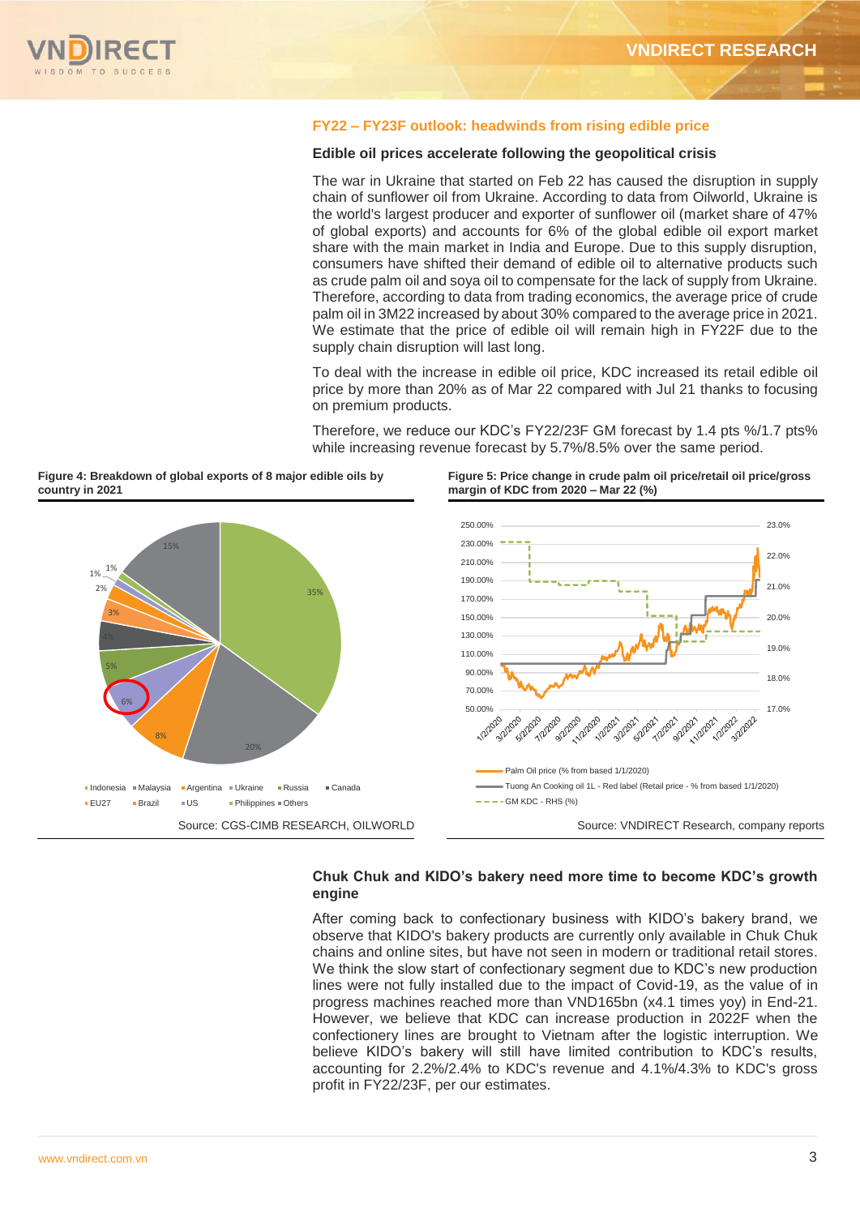## FY22 – FY23F outlook: headwinds from rising edible price

### Edible oil prices accelerate following the geopolitical crisis

The war in Ukraine that started on Feb 22 has caused the disruption in supply chain of sunflower oil from Ukraine. According to data from Oilworld, Ukraine is the world's largest producer and exporter of sunflower oil (market share of 47% of global exports) and accounts for 6% of the global edible oil export market share with the main market in India and Europe. Due to this supply disruption, consumers have shifted their demand of edible oil to alternative products such as crude palm oil and soya oil to compensate for the lack of supply from Ukraine. Therefore, according to data from trading economics, the average price of crude palm oil in 3M22 increased by about 30% compared to the average price in 2021. We estimate that the price of edible oil will remain high in FY22F due to the supply chain disruption will last long.

To deal with the increase in edible oil price, KDC increased its retail edible oil price by more than 20% as of Mar 22 compared with Jul 21 thanks to focusing on premium products.

Therefore, we reduce our KDC's FY22/23F GM forecast by 1.4 pts %/1.7 pts% while increasing revenue forecast by 5.7%/8.5% over the same period.

**Figure 4: Breakdown of global exports of 8 major edible oils by country in 2021**

Indonesia 35%, Malaysia 20%, Argentina 8%, Ukraine 6%, Russia 5%, Canada 4%, EU27 3%, Brazil 2%, US 1%, Philippines 1%, Others 15%

Source: CGS-CIMB RESEARCH, OILWORLD

**Figure 5: Price change in crude palm oil price/retail oil price/gross margin of KDC from 2020 – Mar 22 (%)**

Palm Oil price (% from based 1/1/2020); Tuong An Cooking oil 1L - Red label (Retail price - % from based 1/1/2020); GM KDC - RHS (%)

Source: VNDIRECT Research, company reports

### Chuk Chuk and KIDO's bakery need more time to become KDC's growth engine

After coming back to confectionary business with KIDO's bakery brand, we observe that KIDO's bakery products are currently only available in Chuk Chuk chains and online sites, but have not seen in modern or traditional retail stores. We think the slow start of confectionary segment due to KDC's new production lines were not fully installed due to the impact of Covid-19, as the value of in progress machines reached more than VND165bn (x4.1 times yoy) in End-21. However, we believe that KDC can increase production in 2022F when the confectionery lines are brought to Vietnam after the logistic interruption. We believe KIDO's bakery will still have limited contribution to KDC's results, accounting for 2.2%/2.4% to KDC's revenue and 4.1%/4.3% to KDC's gross profit in FY22/23F, per our estimates.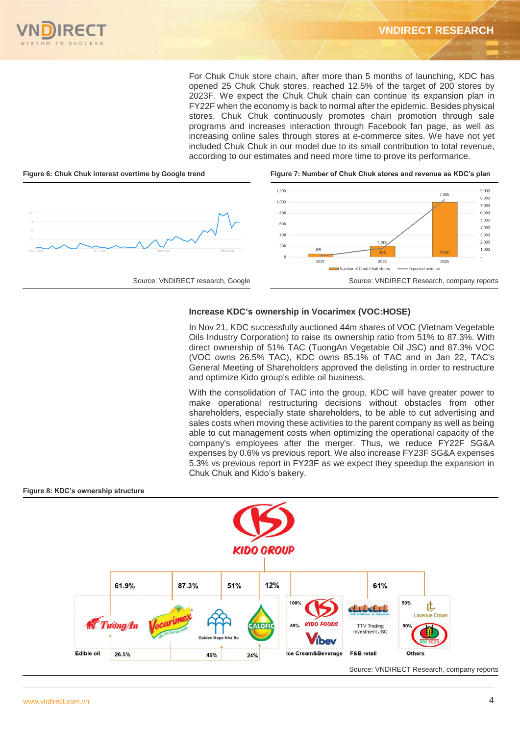For Chuk Chuk store chain, after more than 5 months of launching, KDC has opened 25 Chuk Chuk stores, reached 12.5% of the target of 200 stores by 2023F. We expect the Chuk Chuk chain can continue its expansion plan in FY22F when the economy is back to normal after the epidemic. Besides physical stores, Chuk Chuk continuously promotes chain promotion through sale programs and increases interaction through Facebook fan page, as well as increasing online sales through stores at e-commerce sites. We have not yet included Chuk Chuk in our model due to its small contribution to total revenue, according to our estimates and need more time to prove its performance.

**Figure 6: Chuk Chuk interest overtime by Google trend**

Source: VNDIRECT research, Google

**Figure 7: Number of Chuk Chuk stores and revenue as KDC's plan**

| | 2021 | 2023 | 2025 |
|---|---|---|---|
| Number of Chuk Chuk stores | 58 | 200 | 1000 |
| Expected revenue | | 1,200 | 7,800 |

Source: VNDIRECT Research, company reports

### Increase KDC's ownership in Vocarimex (VOC:HOSE)

In Nov 21, KDC successfully auctioned 44m shares of VOC (Vietnam Vegetable Oils Industry Corporation) to raise its ownership ratio from 51% to 87.3%. With direct ownership of 51% TAC (TuongAn Vegetable Oil JSC) and 87.3% VOC (VOC owns 26.5% TAC), KDC owns 85.1% of TAC and in Jan 22, TAC's General Meeting of Shareholders approved the delisting in order to restructure and optimize Kido group's edible oil business.

With the consolidation of TAC into the group, KDC will have greater power to make operational restructuring decisions without obstacles from other shareholders, especially state shareholders, to be able to cut advertising and sales costs when moving these activities to the parent company as well as being able to cut management costs when optimizing the operational capacity of the company's employees after the merger. Thus, we reduce FY22F SG&A expenses by 0.6% vs previous report. We also increase FY23F SG&A expenses 5.3% vs previous report in FY23F as we expect they speedup the expansion in Chuk Chuk and Kido's bakery.

**Figure 8: KDC's ownership structure**

KIDO GROUP

- Edible oil: Tường An (61.9%), Vocarimex (87.3%; Vocarimex owns 26.5% of Tường An), Golden Hope-Nha Be (51%; Vocarimex owns 49%), Calofic (12%; Vocarimex owns 24%)
- Ice Cream&Beverage: KIDO FOODS (100%), Vibev (49%)
- F&B retail: TTV Trading Investment JSC (61%)
- Others: Lavenue Crown (50%), DBC FOOD (50%)

Source: VNDIRECT Research, company reports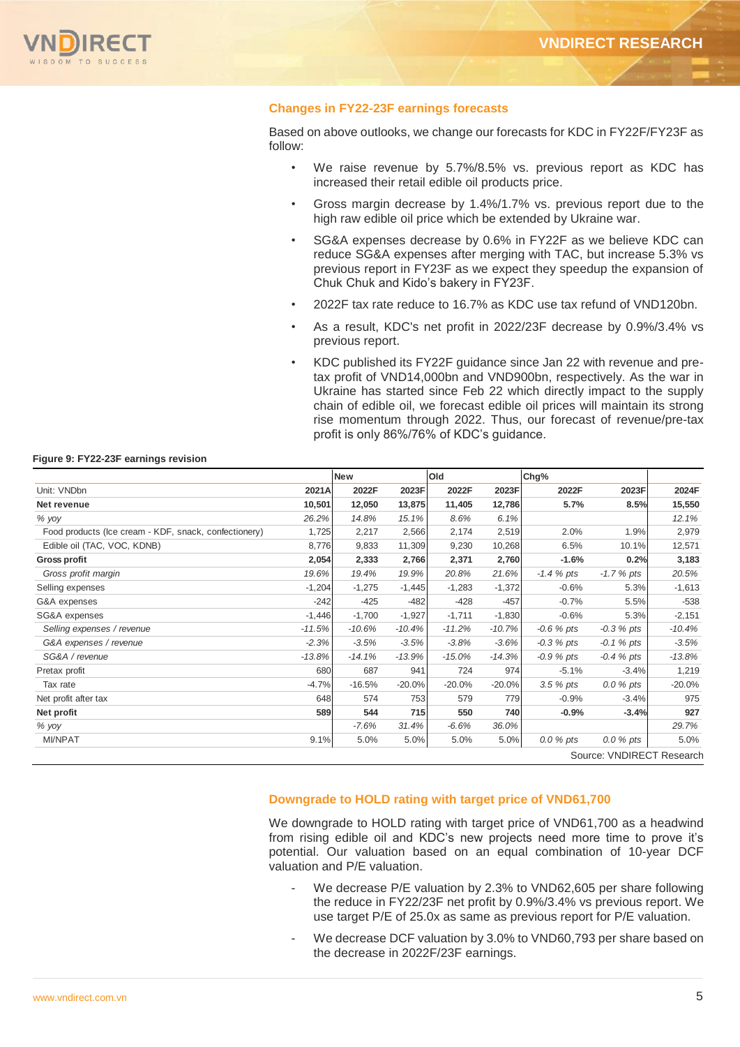## Changes in FY22-23F earnings forecasts

Based on above outlooks, we change our forecasts for KDC in FY22F/FY23F as follow:

- We raise revenue by 5.7%/8.5% vs. previous report as KDC has increased their retail edible oil products price.
- Gross margin decrease by 1.4%/1.7% vs. previous report due to the high raw edible oil price which be extended by Ukraine war.
- SG&A expenses decrease by 0.6% in FY22F as we believe KDC can reduce SG&A expenses after merging with TAC, but increase 5.3% vs previous report in FY23F as we expect they speedup the expansion of Chuk Chuk and Kido's bakery in FY23F.
- 2022F tax rate reduce to 16.7% as KDC use tax refund of VND120bn.
- As a result, KDC's net profit in 2022/23F decrease by 0.9%/3.4% vs previous report.
- KDC published its FY22F guidance since Jan 22 with revenue and pre-tax profit of VND14,000bn and VND900bn, respectively. As the war in Ukraine has started since Feb 22 which directly impact to the supply chain of edible oil, we forecast edible oil prices will maintain its strong rise momentum through 2022. Thus, our forecast of revenue/pre-tax profit is only 86%/76% of KDC's guidance.

**Figure 9: FY22-23F earnings revision**

| | | New | | Old | | Chg% | | |
|---|---|---|---|---|---|---|---|---|
| Unit: VNDbn | 2021A | 2022F | 2023F | 2022F | 2023F | 2022F | 2023F | 2024F |
| **Net revenue** | **10,501** | **12,050** | **13,875** | **11,405** | **12,786** | **5.7%** | **8.5%** | **15,550** |
| *% yoy* | *26.2%* | *14.8%* | *15.1%* | *8.6%* | *6.1%* | | | *12.1%* |
| Food products (Ice cream - KDF, snack, confectionery) | 1,725 | 2,217 | 2,566 | 2,174 | 2,519 | 2.0% | 1.9% | 2,979 |
| Edible oil (TAC, VOC, KDNB) | 8,776 | 9,833 | 11,309 | 9,230 | 10,268 | 6.5% | 10.1% | 12,571 |
| **Gross profit** | **2,054** | **2,333** | **2,766** | **2,371** | **2,760** | **-1.6%** | **0.2%** | **3,183** |
| *Gross profit margin* | *19.6%* | *19.4%* | *19.9%* | *20.8%* | *21.6%* | *-1.4 % pts* | *-1.7 % pts* | *20.5%* |
| Selling expenses | -1,204 | -1,275 | -1,445 | -1,283 | -1,372 | -0.6% | 5.3% | -1,613 |
| G&A expenses | -242 | -425 | -482 | -428 | -457 | -0.7% | 5.5% | -538 |
| SG&A expenses | -1,446 | -1,700 | -1,927 | -1,711 | -1,830 | -0.6% | 5.3% | -2,151 |
| *Selling expenses / revenue* | *-11.5%* | *-10.6%* | *-10.4%* | *-11.2%* | *-10.7%* | *-0.6 % pts* | *-0.3 % pts* | *-10.4%* |
| *G&A expenses / revenue* | *-2.3%* | *-3.5%* | *-3.5%* | *-3.8%* | *-3.6%* | *-0.3 % pts* | *-0.1 % pts* | *-3.5%* |
| *SG&A / revenue* | *-13.8%* | *-14.1%* | *-13.9%* | *-15.0%* | *-14.3%* | *-0.9 % pts* | *-0.4 % pts* | *-13.8%* |
| Pretax profit | 680 | 687 | 941 | 724 | 974 | -5.1% | -3.4% | 1,219 |
| Tax rate | -4.7% | -16.5% | -20.0% | -20.0% | -20.0% | 3.5 % pts | 0.0 % pts | -20.0% |
| Net profit after tax | 648 | 574 | 753 | 579 | 779 | -0.9% | -3.4% | 975 |
| **Net profit** | **589** | **544** | **715** | **550** | **740** | **-0.9%** | **-3.4%** | **927** |
| *% yoy* | | *-7.6%* | *31.4%* | *-6.6%* | *36.0%* | | | *29.7%* |
| MI/NPAT | 9.1% | 5.0% | 5.0% | 5.0% | 5.0% | 0.0 % pts | 0.0 % pts | 5.0% |

Source: VNDIRECT Research

## Downgrade to HOLD rating with target price of VND61,700

We downgrade to HOLD rating with target price of VND61,700 as a headwind from rising edible oil and KDC's new projects need more time to prove it's potential. Our valuation based on an equal combination of 10-year DCF valuation and P/E valuation.

- We decrease P/E valuation by 2.3% to VND62,605 per share following the reduce in FY22/23F net profit by 0.9%/3.4% vs previous report. We use target P/E of 25.0x as same as previous report for P/E valuation.
- We decrease DCF valuation by 3.0% to VND60,793 per share based on the decrease in 2022F/23F earnings.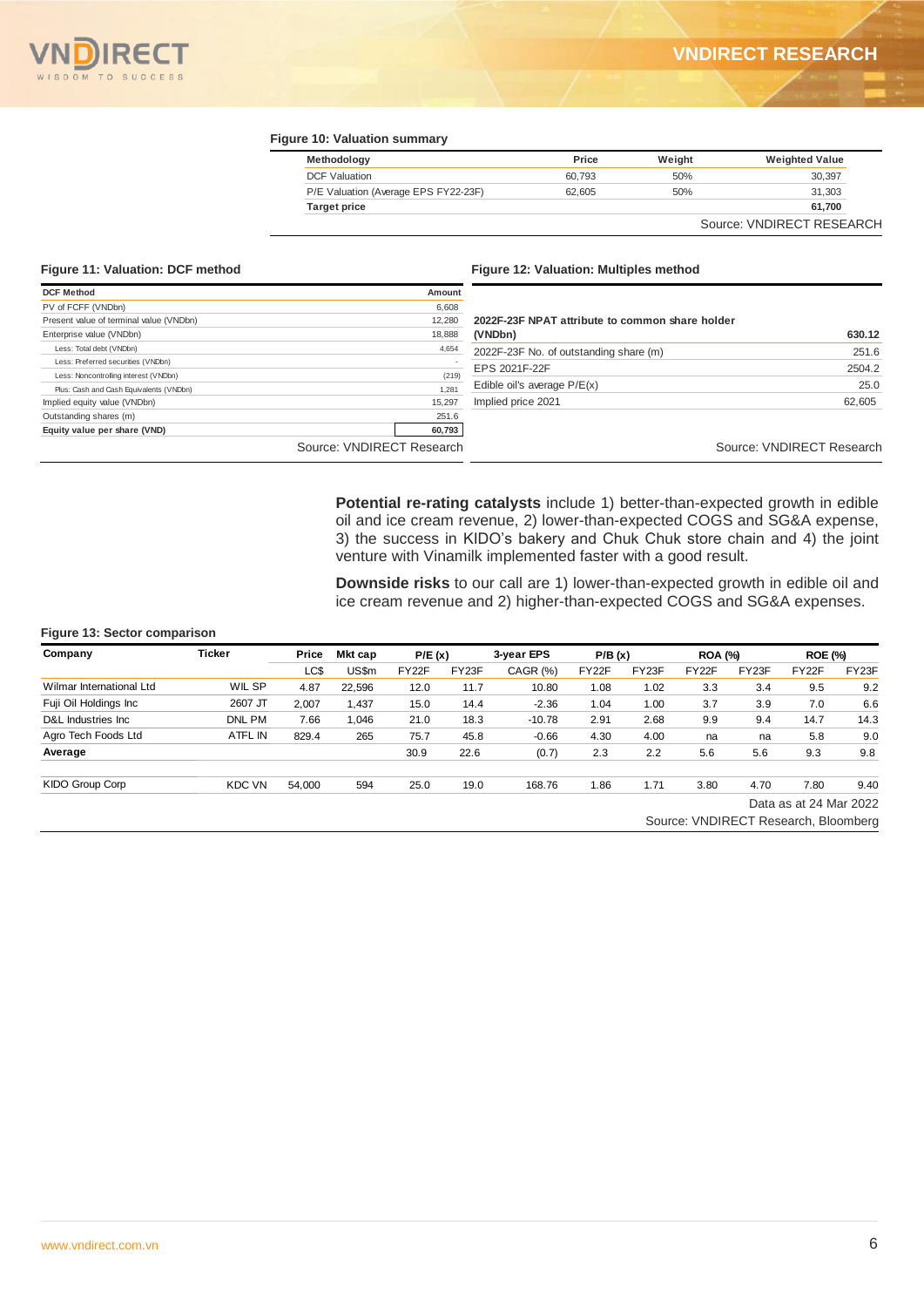**Figure 10: Valuation summary**

| Methodology | Price | Weight | Weighted Value |
|---|---|---|---|
| DCF Valuation | 60,793 | 50% | 30,397 |
| P/E Valuation (Average EPS FY22-23F) | 62,605 | 50% | 31,303 |
| **Target price** | | | **61,700** |

Source: VNDIRECT RESEARCH

**Figure 11: Valuation: DCF method**

| DCF Method | Amount |
|---|---|
| PV of FCFF (VNDbn) | 6,608 |
| Present value of terminal value (VNDbn) | 12,280 |
| Enterprise value (VNDbn) | 18,888 |
| Less: Total debt (VNDbn) | 4,654 |
| Less: Preferred securities (VNDbn) | - |
| Less: Noncontrolling interest (VNDbn) | (219) |
| Plus: Cash and Cash Equivalents (VNDbn) | 1,281 |
| Implied equity value (VNDbn) | 15,297 |
| Outstanding shares (m) | 251.6 |
| **Equity value per share (VND)** | **60,793** |

Source: VNDIRECT Research

**Figure 12: Valuation: Multiples method**

| | |
|---|---|
| **2022F-23F NPAT attribute to common share holder (VNDbn)** | **630.12** |
| 2022F-23F No. of outstanding share (m) | 251.6 |
| EPS 2021F-22F | 2504.2 |
| Edible oil's average P/E(x) | 25.0 |
| Implied price 2021 | 62,605 |

Source: VNDIRECT Research

**Potential re-rating catalysts** include 1) better-than-expected growth in edible oil and ice cream revenue, 2) lower-than-expected COGS and SG&A expense, 3) the success in KIDO's bakery and Chuk Chuk store chain and 4) the joint venture with Vinamilk implemented faster with a good result.

**Downside risks** to our call are 1) lower-than-expected growth in edible oil and ice cream revenue and 2) higher-than-expected COGS and SG&A expenses.

**Figure 13: Sector comparison**

| Company | Ticker | Price | Mkt cap | P/E (x) | | 3-year EPS | P/B (x) | | ROA (%) | | ROE (%) | |
|---|---|---|---|---|---|---|---|---|---|---|---|---|
| | | LC$ | US$m | FY22F | FY23F | CAGR (%) | FY22F | FY23F | FY22F | FY23F | FY22F | FY23F |
| Wilmar International Ltd | WIL SP | 4.87 | 22,596 | 12.0 | 11.7 | 10.80 | 1.08 | 1.02 | 3.3 | 3.4 | 9.5 | 9.2 |
| Fuji Oil Holdings Inc | 2607 JT | 2,007 | 1,437 | 15.0 | 14.4 | -2.36 | 1.04 | 1.00 | 3.7 | 3.9 | 7.0 | 6.6 |
| D&L Industries Inc | DNL PM | 7.66 | 1,046 | 21.0 | 18.3 | -10.78 | 2.91 | 2.68 | 9.9 | 9.4 | 14.7 | 14.3 |
| Agro Tech Foods Ltd | ATFL IN | 829.4 | 265 | 75.7 | 45.8 | -0.66 | 4.30 | 4.00 | na | na | 5.8 | 9.0 |
| **Average** | | | | 30.9 | 22.6 | (0.7) | 2.3 | 2.2 | 5.6 | 5.6 | 9.3 | 9.8 |
| KIDO Group Corp | KDC VN | 54,000 | 594 | 25.0 | 19.0 | 168.76 | 1.86 | 1.71 | 3.80 | 4.70 | 7.80 | 9.40 |

Data as at 24 Mar 2022

Source: VNDIRECT Research, Bloomberg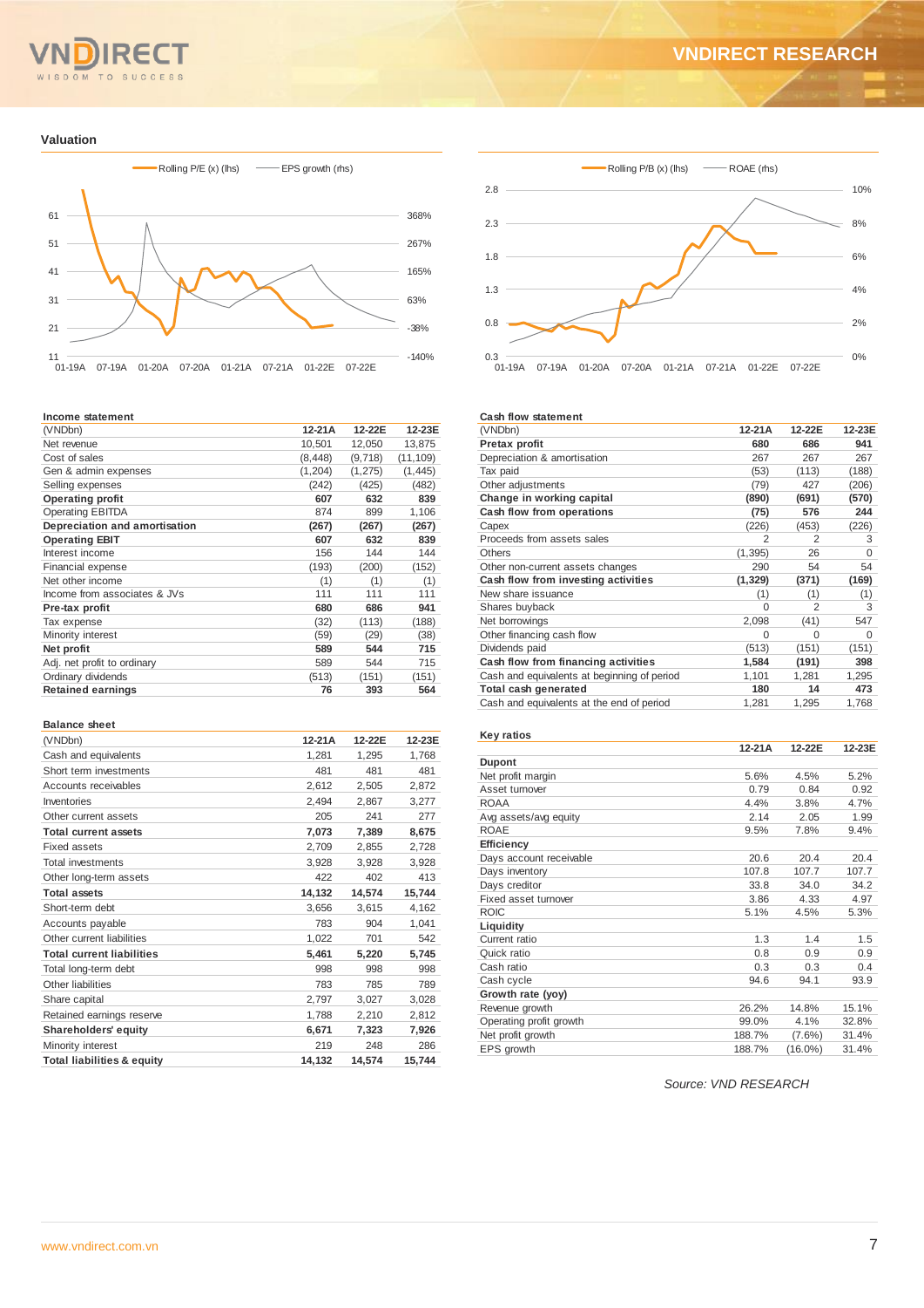## Valuation

Rolling P/E (x) (lhs) — EPS growth (rhs)

Rolling P/B (x) (lhs) — ROAE (rhs)

### Income statement

| (VNDbn) | 12-21A | 12-22E | 12-23E |
|---|---|---|---|
| Net revenue | 10,501 | 12,050 | 13,875 |
| Cost of sales | (8,448) | (9,718) | (11,109) |
| Gen & admin expenses | (1,204) | (1,275) | (1,445) |
| Selling expenses | (242) | (425) | (482) |
| **Operating profit** | **607** | **632** | **839** |
| Operating EBITDA | 874 | 899 | 1,106 |
| **Depreciation and amortisation** | **(267)** | **(267)** | **(267)** |
| **Operating EBIT** | **607** | **632** | **839** |
| Interest income | 156 | 144 | 144 |
| Financial expense | (193) | (200) | (152) |
| Net other income | (1) | (1) | (1) |
| Income from associates & JVs | 111 | 111 | 111 |
| **Pre-tax profit** | **680** | **686** | **941** |
| Tax expense | (32) | (113) | (188) |
| Minority interest | (59) | (29) | (38) |
| **Net profit** | **589** | **544** | **715** |
| Adj. net profit to ordinary | 589 | 544 | 715 |
| Ordinary dividends | (513) | (151) | (151) |
| **Retained earnings** | **76** | **393** | **564** |

### Cash flow statement

| (VNDbn) | 12-21A | 12-22E | 12-23E |
|---|---|---|---|
| **Pretax profit** | **680** | **686** | **941** |
| Depreciation & amortisation | 267 | 267 | 267 |
| Tax paid | (53) | (113) | (188) |
| Other adjustments | (79) | 427 | (206) |
| **Change in working capital** | **(890)** | **(691)** | **(570)** |
| **Cash flow from operations** | **(75)** | **576** | **244** |
| Capex | (226) | (453) | (226) |
| Proceeds from assets sales | 2 | 2 | 3 |
| Others | (1,395) | 26 | 0 |
| Other non-current assets changes | 290 | 54 | 54 |
| **Cash flow from investing activities** | **(1,329)** | **(371)** | **(169)** |
| New share issuance | (1) | (1) | (1) |
| Shares buyback | 0 | 2 | 3 |
| Net borrowings | 2,098 | (41) | 547 |
| Other financing cash flow | 0 | 0 | 0 |
| Dividends paid | (513) | (151) | (151) |
| **Cash flow from financing activities** | **1,584** | **(191)** | **398** |
| Cash and equivalents at beginning of period | 1,101 | 1,281 | 1,295 |
| **Total cash generated** | **180** | **14** | **473** |
| Cash and equivalents at the end of period | 1,281 | 1,295 | 1,768 |

### Balance sheet

| (VNDbn) | 12-21A | 12-22E | 12-23E |
|---|---|---|---|
| Cash and equivalents | 1,281 | 1,295 | 1,768 |
| Short term investments | 481 | 481 | 481 |
| Accounts receivables | 2,612 | 2,505 | 2,872 |
| Inventories | 2,494 | 2,867 | 3,277 |
| Other current assets | 205 | 241 | 277 |
| **Total current assets** | **7,073** | **7,389** | **8,675** |
| Fixed assets | 2,709 | 2,855 | 2,728 |
| Total investments | 3,928 | 3,928 | 3,928 |
| Other long-term assets | 422 | 402 | 413 |
| **Total assets** | **14,132** | **14,574** | **15,744** |
| Short-term debt | 3,656 | 3,615 | 4,162 |
| Accounts payable | 783 | 904 | 1,041 |
| Other current liabilities | 1,022 | 701 | 542 |
| **Total current liabilities** | **5,461** | **5,220** | **5,745** |
| Total long-term debt | 998 | 998 | 998 |
| Other liabilities | 783 | 785 | 789 |
| Share capital | 2,797 | 3,027 | 3,028 |
| Retained earnings reserve | 1,788 | 2,210 | 2,812 |
| **Shareholders' equity** | **6,671** | **7,323** | **7,926** |
| Minority interest | 219 | 248 | 286 |
| **Total liabilities & equity** | **14,132** | **14,574** | **15,744** |

### Key ratios

| | 12-21A | 12-22E | 12-23E |
|---|---|---|---|
| **Dupont** | | | |
| Net profit margin | 5.6% | 4.5% | 5.2% |
| Asset turnover | 0.79 | 0.84 | 0.92 |
| ROAA | 4.4% | 3.8% | 4.7% |
| Avg assets/avg equity | 2.14 | 2.05 | 1.99 |
| ROAE | 9.5% | 7.8% | 9.4% |
| **Efficiency** | | | |
| Days account receivable | 20.6 | 20.4 | 20.4 |
| Days inventory | 107.8 | 107.7 | 107.7 |
| Days creditor | 33.8 | 34.0 | 34.2 |
| Fixed asset turnover | 3.86 | 4.33 | 4.97 |
| ROIC | 5.1% | 4.5% | 5.3% |
| **Liquidity** | | | |
| Current ratio | 1.3 | 1.4 | 1.5 |
| Quick ratio | 0.8 | 0.9 | 0.9 |
| Cash ratio | 0.3 | 0.3 | 0.4 |
| Cash cycle | 94.6 | 94.1 | 93.9 |
| **Growth rate (yoy)** | | | |
| Revenue growth | 26.2% | 14.8% | 15.1% |
| Operating profit growth | 99.0% | 4.1% | 32.8% |
| Net profit growth | 188.7% | (7.6%) | 31.4% |
| EPS growth | 188.7% | (16.0%) | 31.4% |

*Source: VND RESEARCH*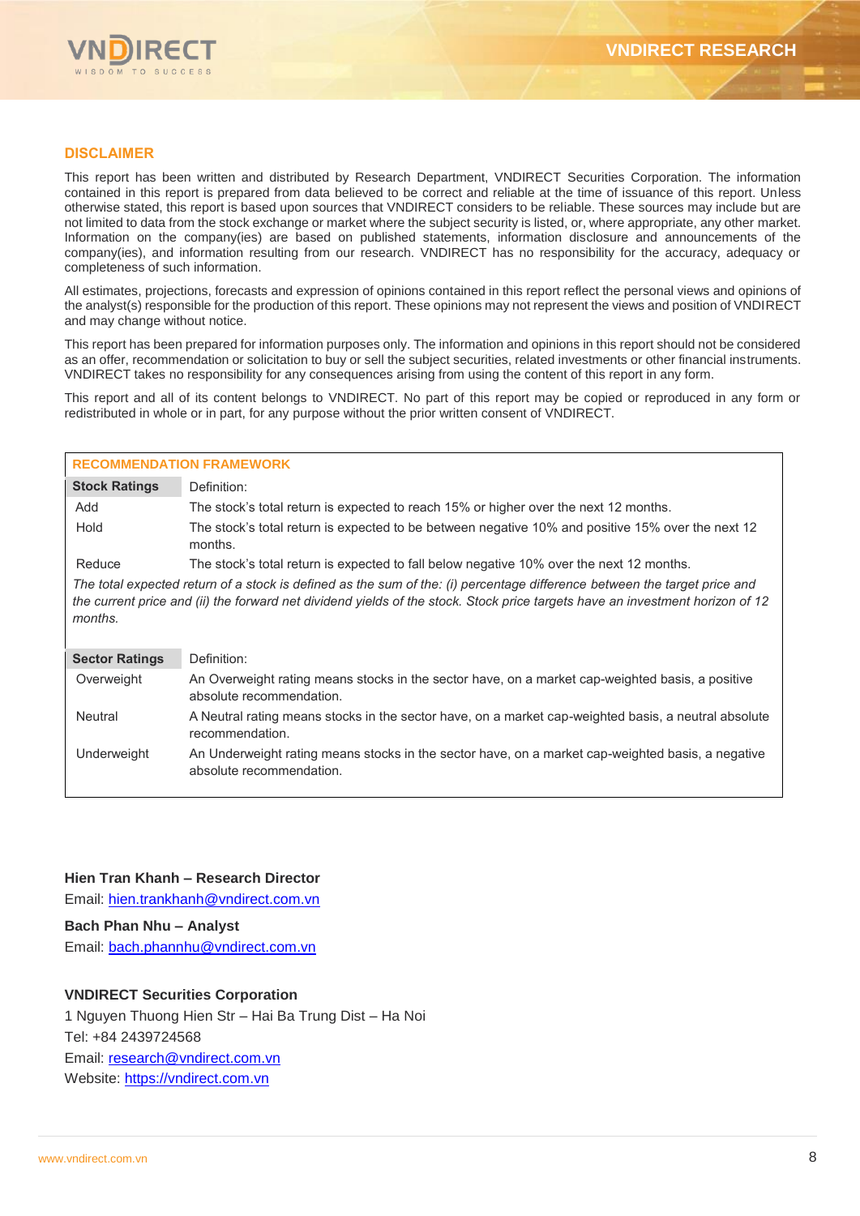## DISCLAIMER

This report has been written and distributed by Research Department, VNDIRECT Securities Corporation. The information contained in this report is prepared from data believed to be correct and reliable at the time of issuance of this report. Unless otherwise stated, this report is based upon sources that VNDIRECT considers to be reliable. These sources may include but are not limited to data from the stock exchange or market where the subject security is listed, or, where appropriate, any other market. Information on the company(ies) are based on published statements, information disclosure and announcements of the company(ies), and information resulting from our research. VNDIRECT has no responsibility for the accuracy, adequacy or completeness of such information.

All estimates, projections, forecasts and expression of opinions contained in this report reflect the personal views and opinions of the analyst(s) responsible for the production of this report. These opinions may not represent the views and position of VNDIRECT and may change without notice.

This report has been prepared for information purposes only. The information and opinions in this report should not be considered as an offer, recommendation or solicitation to buy or sell the subject securities, related investments or other financial instruments. VNDIRECT takes no responsibility for any consequences arising from using the content of this report in any form.

This report and all of its content belongs to VNDIRECT. No part of this report may be copied or reproduced in any form or redistributed in whole or in part, for any purpose without the prior written consent of VNDIRECT.

### RECOMMENDATION FRAMEWORK

| **Stock Ratings** | Definition: |
|---|---|
| Add | The stock's total return is expected to reach 15% or higher over the next 12 months. |
| Hold | The stock's total return is expected to be between negative 10% and positive 15% over the next 12 months. |
| Reduce | The stock's total return is expected to fall below negative 10% over the next 12 months. |

*The total expected return of a stock is defined as the sum of the: (i) percentage difference between the target price and the current price and (ii) the forward net dividend yields of the stock. Stock price targets have an investment horizon of 12 months.*

| **Sector Ratings** | Definition: |
|---|---|
| Overweight | An Overweight rating means stocks in the sector have, on a market cap-weighted basis, a positive absolute recommendation. |
| Neutral | A Neutral rating means stocks in the sector have, on a market cap-weighted basis, a neutral absolute recommendation. |
| Underweight | An Underweight rating means stocks in the sector have, on a market cap-weighted basis, a negative absolute recommendation. |

**Hien Tran Khanh – Research Director**
Email: hien.trankhanh@vndirect.com.vn

**Bach Phan Nhu – Analyst**
Email: bach.phannhu@vndirect.com.vn

**VNDIRECT Securities Corporation**
1 Nguyen Thuong Hien Str – Hai Ba Trung Dist – Ha Noi
Tel: +84 2439724568
Email: research@vndirect.com.vn
Website: https://vndirect.com.vn